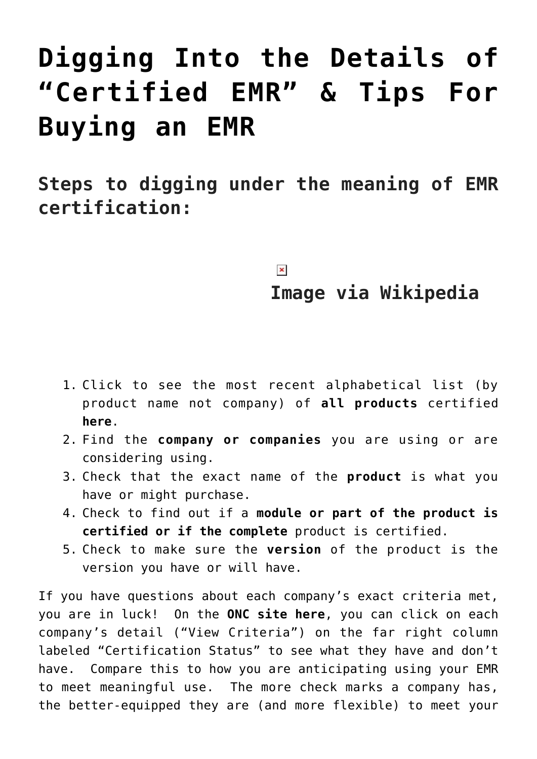# Digging Into the Details of "Certified EMR" & Tips For Buying an EMR

## Steps to digging under the meaning of EMR certification:

Image via Wikipedia

1. Click to see the most recent alphabetical list (by product name not company) of **all products** certified **here**.
2. Find the **company or companies** you are using or are considering using.
3. Check that the exact name of the **product** is what you have or might purchase.
4. Check to find out if a **module or part of the product is certified or if the complete** product is certified.
5. Check to make sure the **version** of the product is the version you have or will have.

If you have questions about each company's exact criteria met, you are in luck! On the **ONC site here**, you can click on each company's detail ("View Criteria") on the far right column labeled "Certification Status" to see what they have and don't have. Compare this to how you are anticipating using your EMR to meet meaningful use. The more check marks a company has, the better-equipped they are (and more flexible) to meet your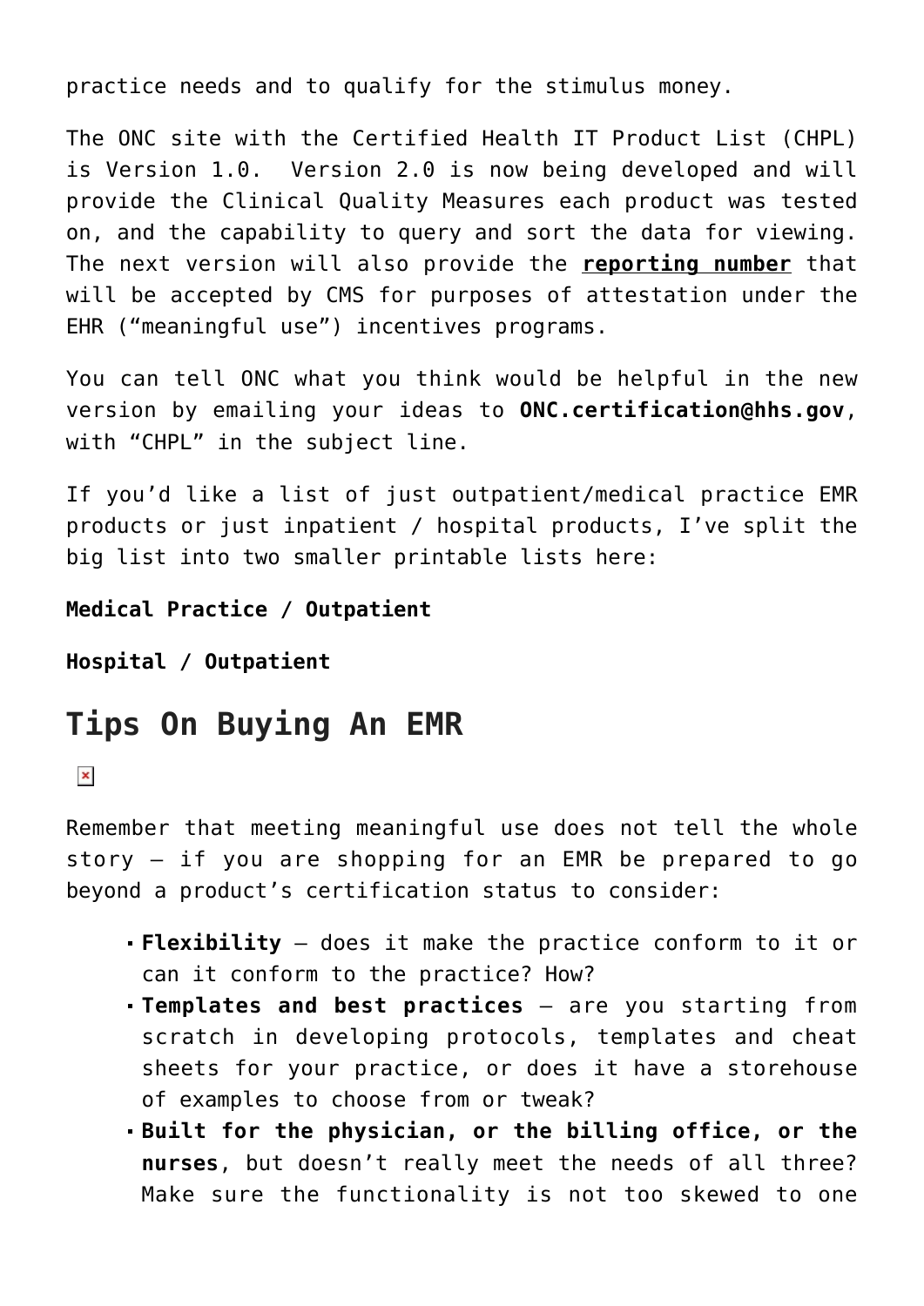practice needs and to qualify for the stimulus money.

The ONC site with the Certified Health IT Product List (CHPL) is Version 1.0.  Version 2.0 is now being developed and will provide the Clinical Quality Measures each product was tested on, and the capability to query and sort the data for viewing. The next version will also provide the **reporting number** that will be accepted by CMS for purposes of attestation under the EHR ("meaningful use") incentives programs.

You can tell ONC what you think would be helpful in the new version by emailing your ideas to **ONC.certification@hhs.gov**, with "CHPL" in the subject line.

If you'd like a list of just outpatient/medical practice EMR products or just inpatient / hospital products, I've split the big list into two smaller printable lists here:

**Medical Practice / Outpatient**

**Hospital / Outpatient**

## Tips On Buying An EMR

Remember that meeting meaningful use does not tell the whole story – if you are shopping for an EMR be prepared to go beyond a product's certification status to consider:

- **Flexibility** – does it make the practice conform to it or can it conform to the practice? How?
- **Templates and best practices** – are you starting from scratch in developing protocols, templates and cheat sheets for your practice, or does it have a storehouse of examples to choose from or tweak?
- **Built for the physician, or the billing office, or the nurses**, but doesn't really meet the needs of all three? Make sure the functionality is not too skewed to one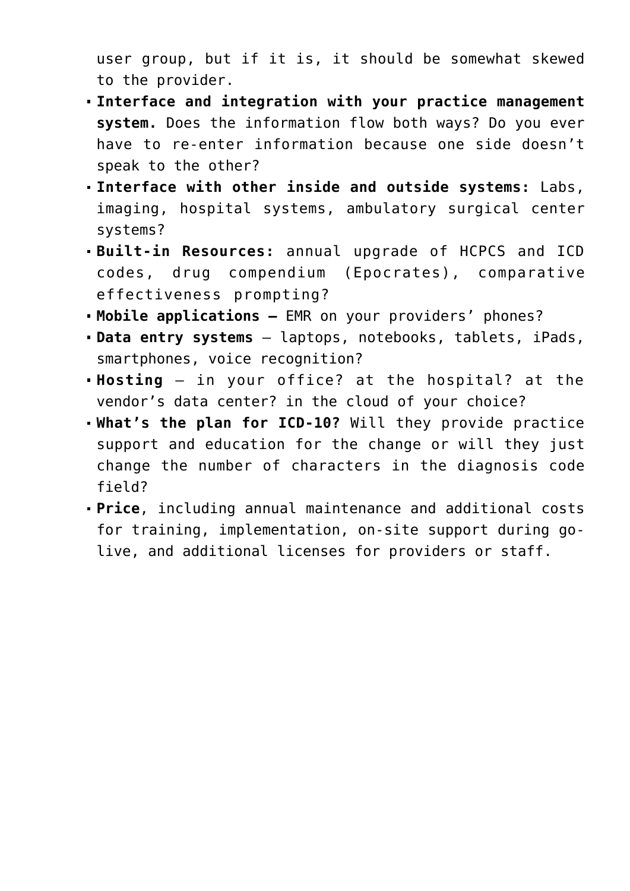user group, but if it is, it should be somewhat skewed to the provider.

- **Interface and integration with your practice management system.** Does the information flow both ways? Do you ever have to re-enter information because one side doesn't speak to the other?
- **Interface with other inside and outside systems:** Labs, imaging, hospital systems, ambulatory surgical center systems?
- **Built-in Resources:** annual upgrade of HCPCS and ICD codes, drug compendium (Epocrates), comparative effectiveness prompting?
- **Mobile applications –** EMR on your providers' phones?
- **Data entry systems** – laptops, notebooks, tablets, iPads, smartphones, voice recognition?
- **Hosting** – in your office? at the hospital? at the vendor's data center? in the cloud of your choice?
- **What's the plan for ICD-10?** Will they provide practice support and education for the change or will they just change the number of characters in the diagnosis code field?
- **Price**, including annual maintenance and additional costs for training, implementation, on-site support during go-live, and additional licenses for providers or staff.